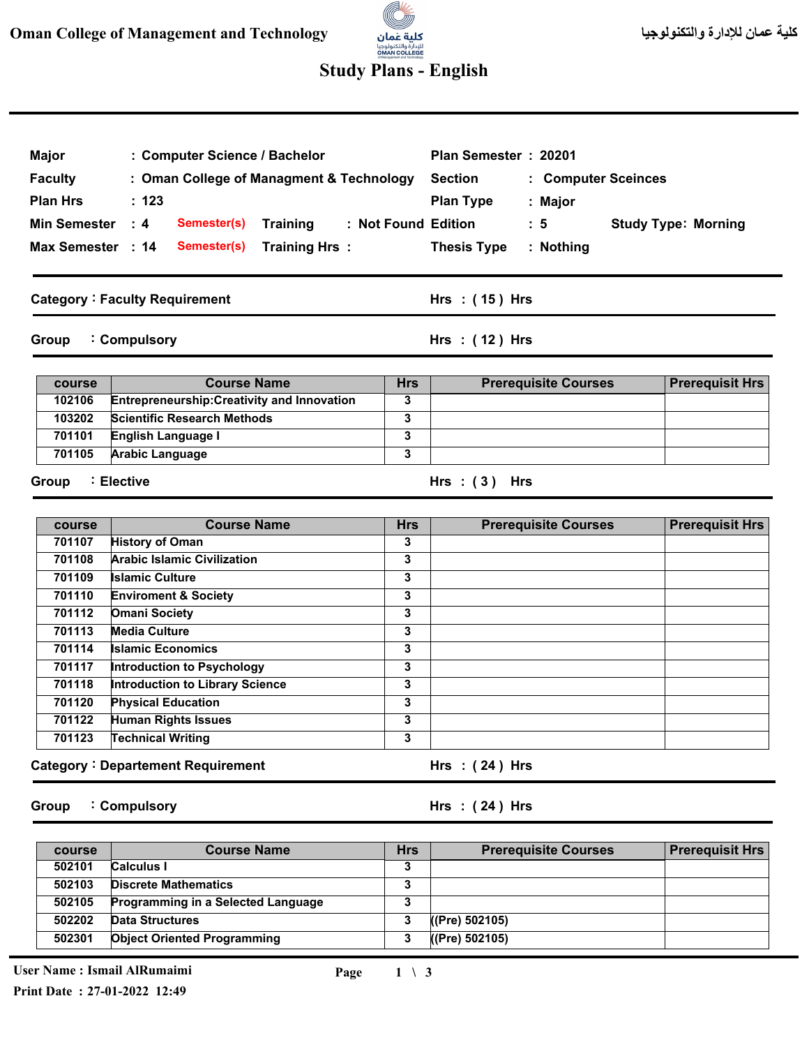Oman College of Management and Technology

كلية عمان للإدارة والتكنولوجيا

# Study Plans - English

| | | | |
|---|---|---|---|
| **Major** | : Computer Science / Bachelor | **Plan Semester** | : 20201 |
| **Faculty** | : Oman College of Managment & Technology | **Section** | : Computer Sceinces |
| **Plan Hrs** | : 123 | **Plan Type** | : Major |
| **Min Semester** | : 4 Semester(s) Training : Not Found | **Edition** | : 5 Study Type: Morning |
| **Max Semester** | : 14 Semester(s) Training Hrs : | **Thesis Type** | : Nothing |

## Category : Faculty Requirement — Hrs : ( 15 ) Hrs

### Group : Compulsory — Hrs : ( 12 ) Hrs

| course | Course Name | Hrs | Prerequisite Courses | Prerequisit Hrs |
|---|---|---|---|---|
| 102106 | Entrepreneurship:Creativity and Innovation | 3 | | |
| 103202 | Scientific Research Methods | 3 | | |
| 701101 | English Language I | 3 | | |
| 701105 | Arabic Language | 3 | | |

### Group : Elective — Hrs : ( 3 ) Hrs

| course | Course Name | Hrs | Prerequisite Courses | Prerequisit Hrs |
|---|---|---|---|---|
| 701107 | History of Oman | 3 | | |
| 701108 | Arabic Islamic Civilization | 3 | | |
| 701109 | Islamic Culture | 3 | | |
| 701110 | Enviroment & Society | 3 | | |
| 701112 | Omani Society | 3 | | |
| 701113 | Media Culture | 3 | | |
| 701114 | Islamic Economics | 3 | | |
| 701117 | Introduction to Psychology | 3 | | |
| 701118 | Introduction to Library Science | 3 | | |
| 701120 | Physical Education | 3 | | |
| 701122 | Human Rights Issues | 3 | | |
| 701123 | Technical Writing | 3 | | |

## Category : Departement Requirement — Hrs : ( 24 ) Hrs

### Group : Compulsory — Hrs : ( 24 ) Hrs

| course | Course Name | Hrs | Prerequisite Courses | Prerequisit Hrs |
|---|---|---|---|---|
| 502101 | Calculus I | 3 | | |
| 502103 | Discrete Mathematics | 3 | | |
| 502105 | Programming in a Selected Language | 3 | | |
| 502202 | Data Structures | 3 | ((Pre) 502105) | |
| 502301 | Object Oriented Programming | 3 | ((Pre) 502105) | |

User Name : Ismail AlRumaimi

Print Date : 27-01-2022 12:49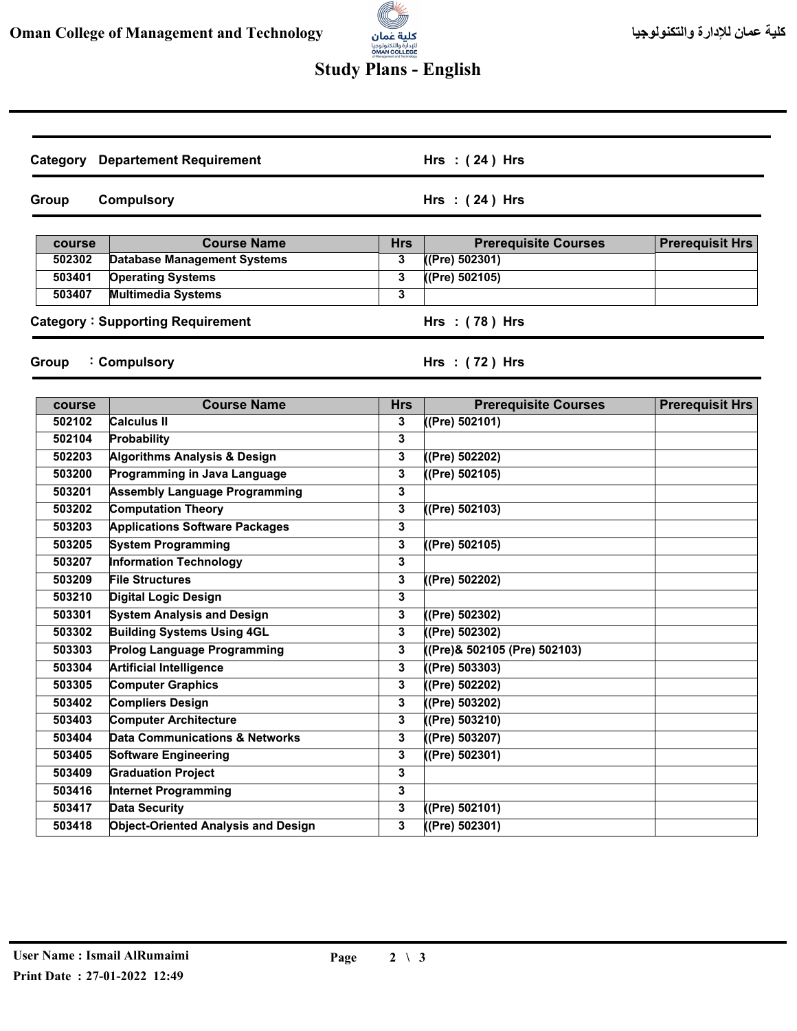# Study Plans - English

**Category** Departement Requirement — **Hrs : ( 24 ) Hrs**

**Group** Compulsory — **Hrs : ( 24 ) Hrs**

| course | Course Name | Hrs | Prerequisite Courses | Prerequisit Hrs |
|---|---|---|---|---|
| 502302 | Database Management Systems | 3 | ((Pre) 502301) | |
| 503401 | Operating Systems | 3 | ((Pre) 502105) | |
| 503407 | Multimedia Systems | 3 | | |

**Category :** Supporting Requirement — **Hrs : ( 78 ) Hrs**

**Group :** Compulsory — **Hrs : ( 72 ) Hrs**

| course | Course Name | Hrs | Prerequisite Courses | Prerequisit Hrs |
|---|---|---|---|---|
| 502102 | Calculus II | 3 | ((Pre) 502101) | |
| 502104 | Probability | 3 | | |
| 502203 | Algorithms Analysis & Design | 3 | ((Pre) 502202) | |
| 503200 | Programming in Java Language | 3 | ((Pre) 502105) | |
| 503201 | Assembly Language Programming | 3 | | |
| 503202 | Computation Theory | 3 | ((Pre) 502103) | |
| 503203 | Applications Software Packages | 3 | | |
| 503205 | System Programming | 3 | ((Pre) 502105) | |
| 503207 | Information Technology | 3 | | |
| 503209 | File Structures | 3 | ((Pre) 502202) | |
| 503210 | Digital Logic Design | 3 | | |
| 503301 | System Analysis and Design | 3 | ((Pre) 502302) | |
| 503302 | Building Systems Using 4GL | 3 | ((Pre) 502302) | |
| 503303 | Prolog Language Programming | 3 | ((Pre)& 502105 (Pre) 502103) | |
| 503304 | Artificial Intelligence | 3 | ((Pre) 503303) | |
| 503305 | Computer Graphics | 3 | ((Pre) 502202) | |
| 503402 | Compliers Design | 3 | ((Pre) 503202) | |
| 503403 | Computer Architecture | 3 | ((Pre) 503210) | |
| 503404 | Data Communications & Networks | 3 | ((Pre) 503207) | |
| 503405 | Software Engineering | 3 | ((Pre) 502301) | |
| 503409 | Graduation Project | 3 | | |
| 503416 | Internet Programming | 3 | | |
| 503417 | Data Security | 3 | ((Pre) 502101) | |
| 503418 | Object-Oriented Analysis and Design | 3 | ((Pre) 502301) | |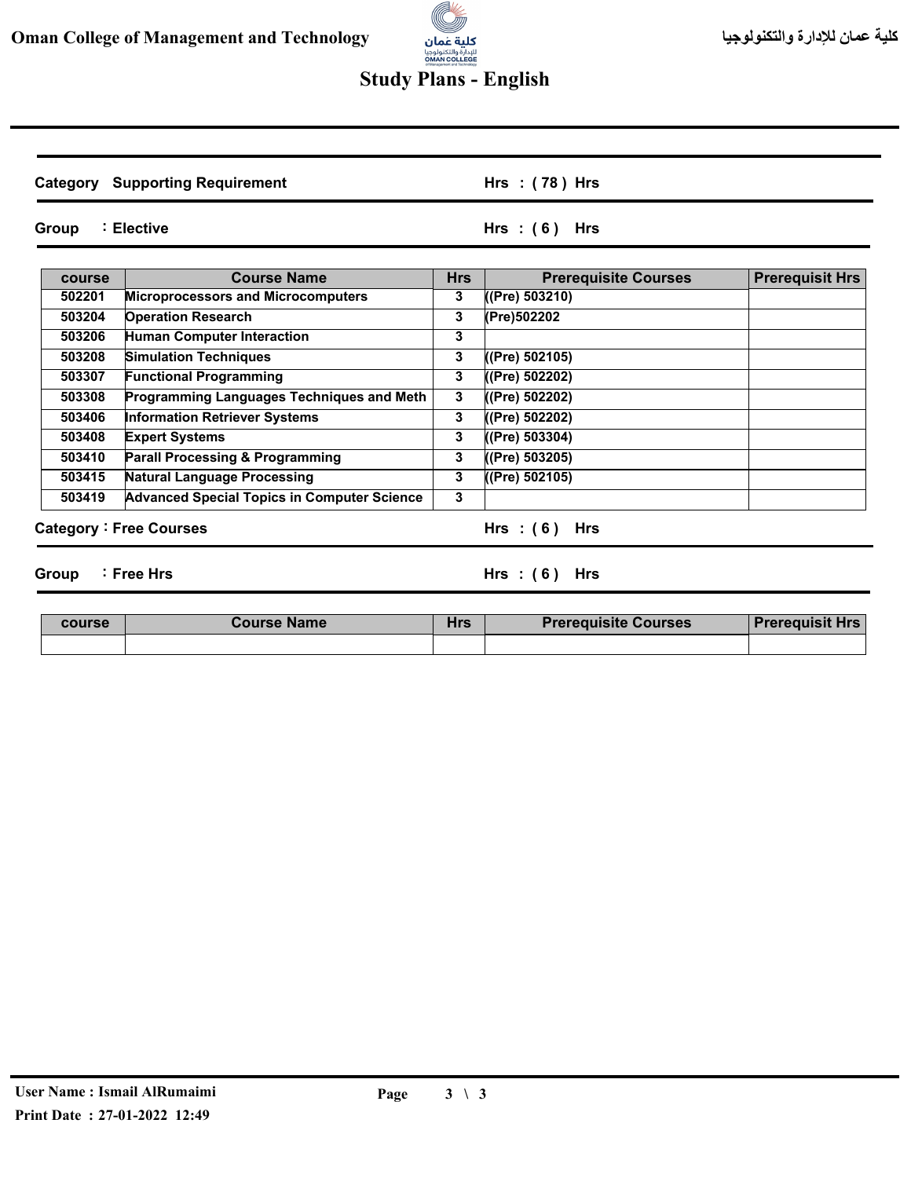**Category** **Supporting Requirement** **Hrs : ( 78 ) Hrs**

**Group : Elective** **Hrs : ( 6 ) Hrs**

| course | Course Name | Hrs | Prerequisite Courses | Prerequisit Hrs |
|---|---|---|---|---|
| 502201 | Microprocessors and Microcomputers | 3 | ((Pre) 503210) | |
| 503204 | Operation Research | 3 | (Pre)502202 | |
| 503206 | Human Computer Interaction | 3 | | |
| 503208 | Simulation Techniques | 3 | ((Pre) 502105) | |
| 503307 | Functional Programming | 3 | ((Pre) 502202) | |
| 503308 | Programming Languages Techniques and Meth | 3 | ((Pre) 502202) | |
| 503406 | Information Retriever Systems | 3 | ((Pre) 502202) | |
| 503408 | Expert Systems | 3 | ((Pre) 503304) | |
| 503410 | Parall Processing & Programming | 3 | ((Pre) 503205) | |
| 503415 | Natural Language Processing | 3 | ((Pre) 502105) | |
| 503419 | Advanced Special Topics in Computer Science | 3 | | |

**Category : Free Courses** **Hrs : ( 6 ) Hrs**

**Group : Free Hrs** **Hrs : ( 6 ) Hrs**

| course | Course Name | Hrs | Prerequisite Courses | Prerequisit Hrs |
|---|---|---|---|---|
| | | | | |

User Name : Ismail AlRumaimi

Print Date : 27-01-2022 12:49